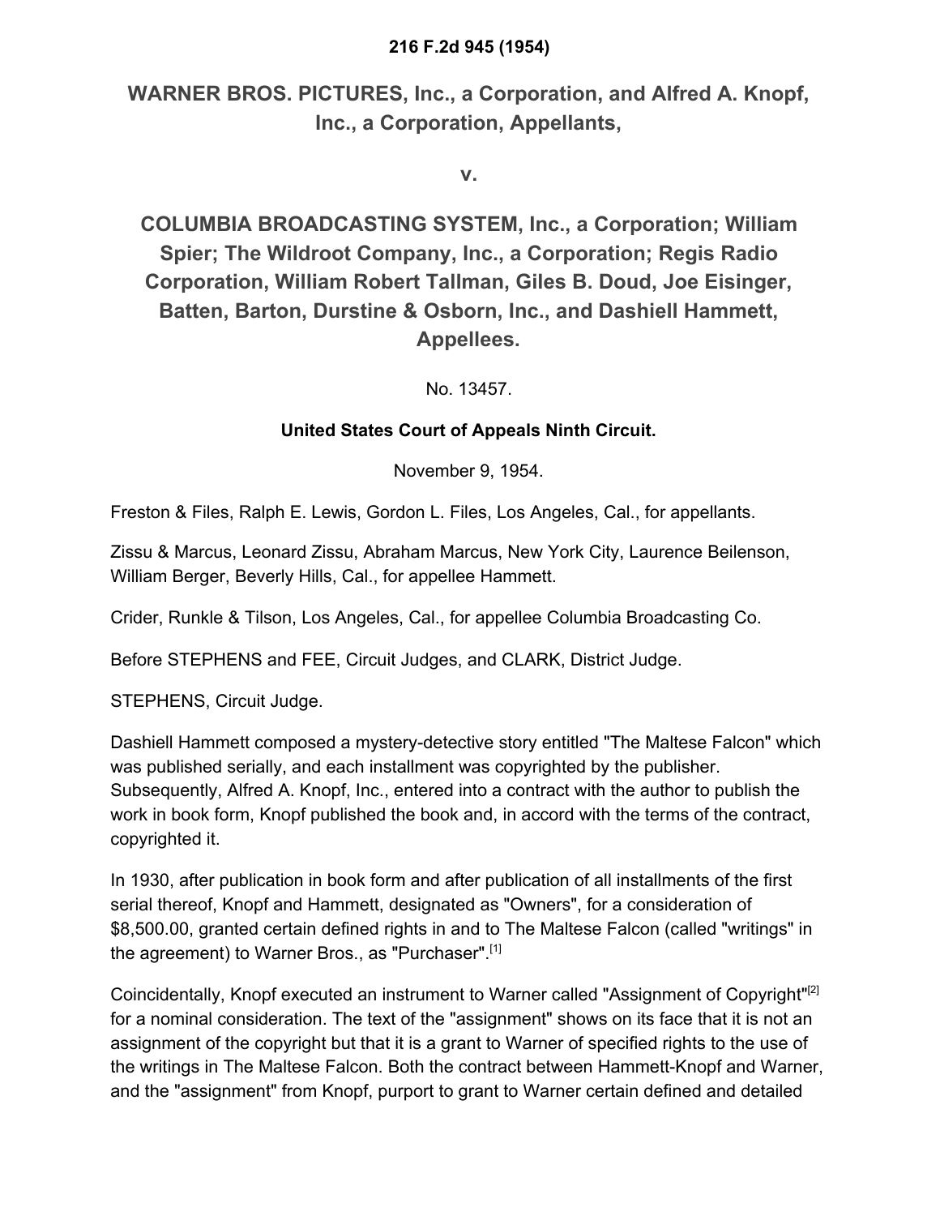**216 F.2d 945 (1954)**

## WARNER BROS. PICTURES, Inc., a Corporation, and Alfred A. Knopf, Inc., a Corporation, Appellants,

## v.

## COLUMBIA BROADCASTING SYSTEM, Inc., a Corporation; William Spier; The Wildroot Company, Inc., a Corporation; Regis Radio Corporation, William Robert Tallman, Giles B. Doud, Joe Eisinger, Batten, Barton, Durstine & Osborn, Inc., and Dashiell Hammett, Appellees.

No. 13457.

**United States Court of Appeals Ninth Circuit.**

November 9, 1954.

Freston & Files, Ralph E. Lewis, Gordon L. Files, Los Angeles, Cal., for appellants.

Zissu & Marcus, Leonard Zissu, Abraham Marcus, New York City, Laurence Beilenson, William Berger, Beverly Hills, Cal., for appellee Hammett.

Crider, Runkle & Tilson, Los Angeles, Cal., for appellee Columbia Broadcasting Co.

Before STEPHENS and FEE, Circuit Judges, and CLARK, District Judge.

STEPHENS, Circuit Judge.

Dashiell Hammett composed a mystery-detective story entitled "The Maltese Falcon" which was published serially, and each installment was copyrighted by the publisher. Subsequently, Alfred A. Knopf, Inc., entered into a contract with the author to publish the work in book form, Knopf published the book and, in accord with the terms of the contract, copyrighted it.

In 1930, after publication in book form and after publication of all installments of the first serial thereof, Knopf and Hammett, designated as "Owners", for a consideration of $8,500.00, granted certain defined rights in and to The Maltese Falcon (called "writings" in the agreement) to Warner Bros., as "Purchaser".[1]

Coincidentally, Knopf executed an instrument to Warner called "Assignment of Copyright"[2] for a nominal consideration. The text of the "assignment" shows on its face that it is not an assignment of the copyright but that it is a grant to Warner of specified rights to the use of the writings in The Maltese Falcon. Both the contract between Hammett-Knopf and Warner, and the "assignment" from Knopf, purport to grant to Warner certain defined and detailed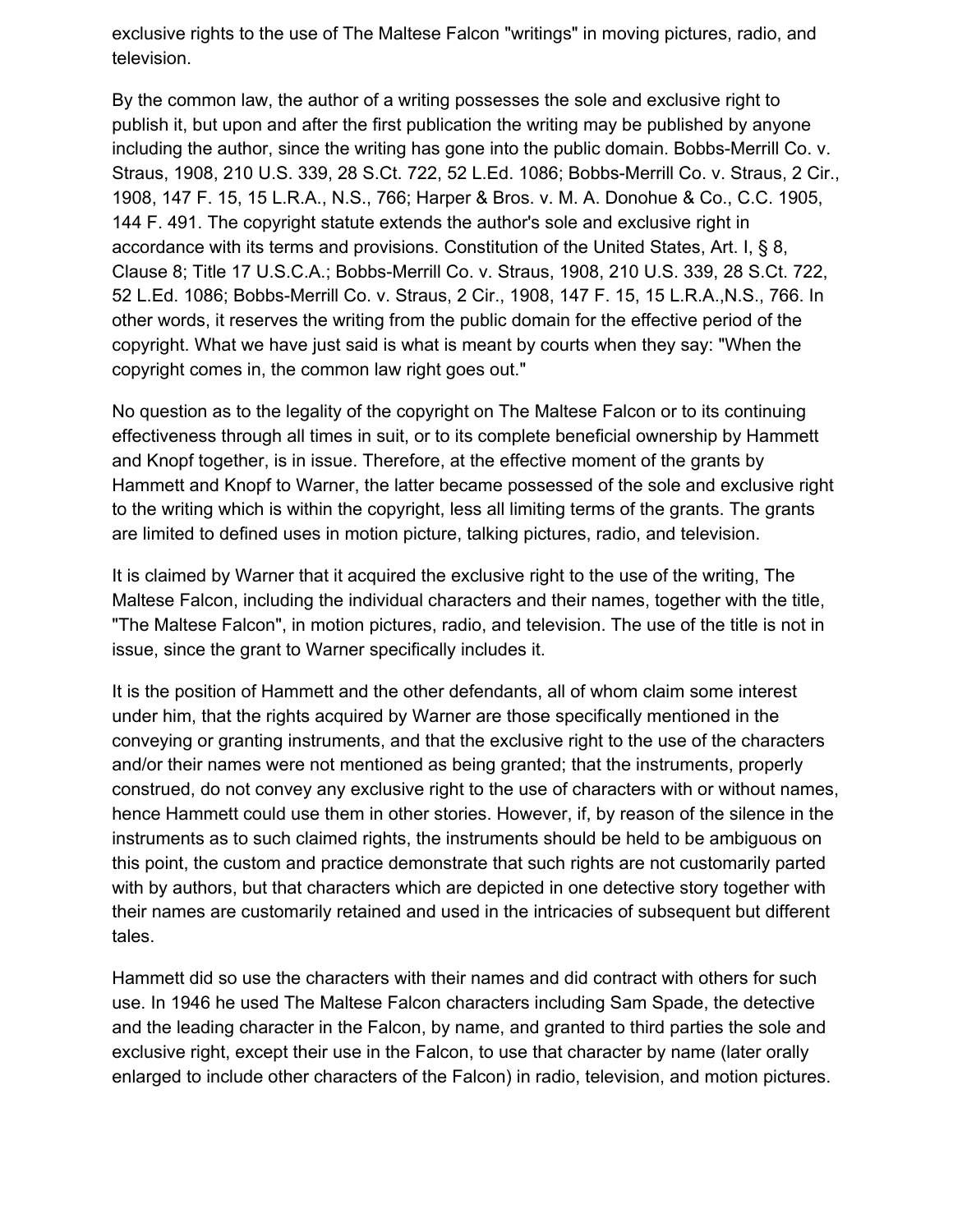exclusive rights to the use of The Maltese Falcon "writings" in moving pictures, radio, and television.

By the common law, the author of a writing possesses the sole and exclusive right to publish it, but upon and after the first publication the writing may be published by anyone including the author, since the writing has gone into the public domain. Bobbs-Merrill Co. v. Straus, 1908, 210 U.S. 339, 28 S.Ct. 722, 52 L.Ed. 1086; Bobbs-Merrill Co. v. Straus, 2 Cir., 1908, 147 F. 15, 15 L.R.A., N.S., 766; Harper & Bros. v. M. A. Donohue & Co., C.C. 1905, 144 F. 491. The copyright statute extends the author's sole and exclusive right in accordance with its terms and provisions. Constitution of the United States, Art. I, § 8, Clause 8; Title 17 U.S.C.A.; Bobbs-Merrill Co. v. Straus, 1908, 210 U.S. 339, 28 S.Ct. 722, 52 L.Ed. 1086; Bobbs-Merrill Co. v. Straus, 2 Cir., 1908, 147 F. 15, 15 L.R.A.,N.S., 766. In other words, it reserves the writing from the public domain for the effective period of the copyright. What we have just said is what is meant by courts when they say: "When the copyright comes in, the common law right goes out."

No question as to the legality of the copyright on The Maltese Falcon or to its continuing effectiveness through all times in suit, or to its complete beneficial ownership by Hammett and Knopf together, is in issue. Therefore, at the effective moment of the grants by Hammett and Knopf to Warner, the latter became possessed of the sole and exclusive right to the writing which is within the copyright, less all limiting terms of the grants. The grants are limited to defined uses in motion picture, talking pictures, radio, and television.

It is claimed by Warner that it acquired the exclusive right to the use of the writing, The Maltese Falcon, including the individual characters and their names, together with the title, "The Maltese Falcon", in motion pictures, radio, and television. The use of the title is not in issue, since the grant to Warner specifically includes it.

It is the position of Hammett and the other defendants, all of whom claim some interest under him, that the rights acquired by Warner are those specifically mentioned in the conveying or granting instruments, and that the exclusive right to the use of the characters and/or their names were not mentioned as being granted; that the instruments, properly construed, do not convey any exclusive right to the use of characters with or without names, hence Hammett could use them in other stories. However, if, by reason of the silence in the instruments as to such claimed rights, the instruments should be held to be ambiguous on this point, the custom and practice demonstrate that such rights are not customarily parted with by authors, but that characters which are depicted in one detective story together with their names are customarily retained and used in the intricacies of subsequent but different tales.

Hammett did so use the characters with their names and did contract with others for such use. In 1946 he used The Maltese Falcon characters including Sam Spade, the detective and the leading character in the Falcon, by name, and granted to third parties the sole and exclusive right, except their use in the Falcon, to use that character by name (later orally enlarged to include other characters of the Falcon) in radio, television, and motion pictures.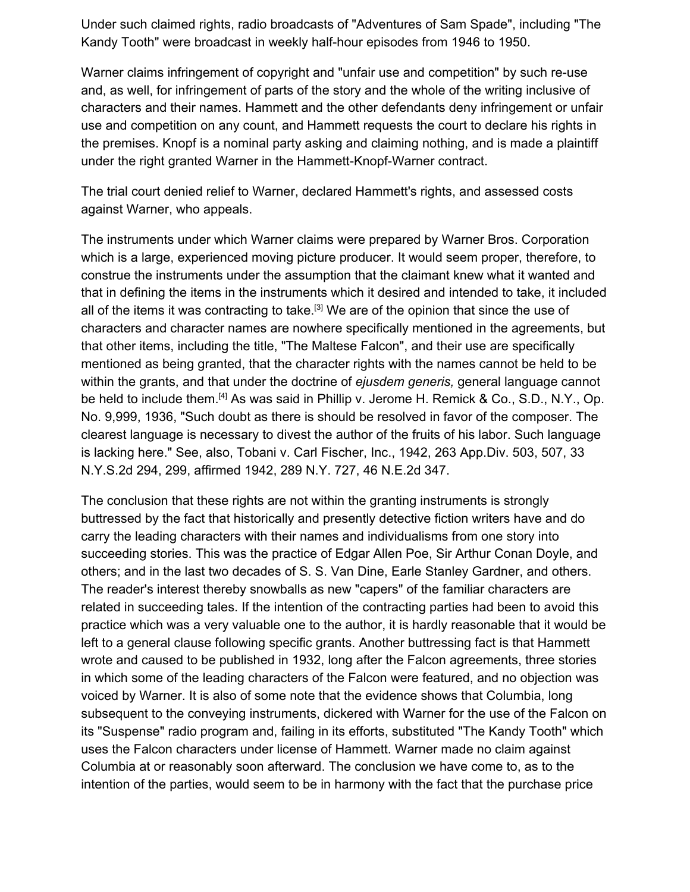Under such claimed rights, radio broadcasts of "Adventures of Sam Spade", including "The Kandy Tooth" were broadcast in weekly half-hour episodes from 1946 to 1950.

Warner claims infringement of copyright and "unfair use and competition" by such re-use and, as well, for infringement of parts of the story and the whole of the writing inclusive of characters and their names. Hammett and the other defendants deny infringement or unfair use and competition on any count, and Hammett requests the court to declare his rights in the premises. Knopf is a nominal party asking and claiming nothing, and is made a plaintiff under the right granted Warner in the Hammett-Knopf-Warner contract.

The trial court denied relief to Warner, declared Hammett's rights, and assessed costs against Warner, who appeals.

The instruments under which Warner claims were prepared by Warner Bros. Corporation which is a large, experienced moving picture producer. It would seem proper, therefore, to construe the instruments under the assumption that the claimant knew what it wanted and that in defining the items in the instruments which it desired and intended to take, it included all of the items it was contracting to take.[3] We are of the opinion that since the use of characters and character names are nowhere specifically mentioned in the agreements, but that other items, including the title, "The Maltese Falcon", and their use are specifically mentioned as being granted, that the character rights with the names cannot be held to be within the grants, and that under the doctrine of *ejusdem generis,* general language cannot be held to include them.[4] As was said in Phillip v. Jerome H. Remick & Co., S.D., N.Y., Op. No. 9,999, 1936, "Such doubt as there is should be resolved in favor of the composer. The clearest language is necessary to divest the author of the fruits of his labor. Such language is lacking here." See, also, Tobani v. Carl Fischer, Inc., 1942, 263 App.Div. 503, 507, 33 N.Y.S.2d 294, 299, affirmed 1942, 289 N.Y. 727, 46 N.E.2d 347.

The conclusion that these rights are not within the granting instruments is strongly buttressed by the fact that historically and presently detective fiction writers have and do carry the leading characters with their names and individualisms from one story into succeeding stories. This was the practice of Edgar Allen Poe, Sir Arthur Conan Doyle, and others; and in the last two decades of S. S. Van Dine, Earle Stanley Gardner, and others. The reader's interest thereby snowballs as new "capers" of the familiar characters are related in succeeding tales. If the intention of the contracting parties had been to avoid this practice which was a very valuable one to the author, it is hardly reasonable that it would be left to a general clause following specific grants. Another buttressing fact is that Hammett wrote and caused to be published in 1932, long after the Falcon agreements, three stories in which some of the leading characters of the Falcon were featured, and no objection was voiced by Warner. It is also of some note that the evidence shows that Columbia, long subsequent to the conveying instruments, dickered with Warner for the use of the Falcon on its "Suspense" radio program and, failing in its efforts, substituted "The Kandy Tooth" which uses the Falcon characters under license of Hammett. Warner made no claim against Columbia at or reasonably soon afterward. The conclusion we have come to, as to the intention of the parties, would seem to be in harmony with the fact that the purchase price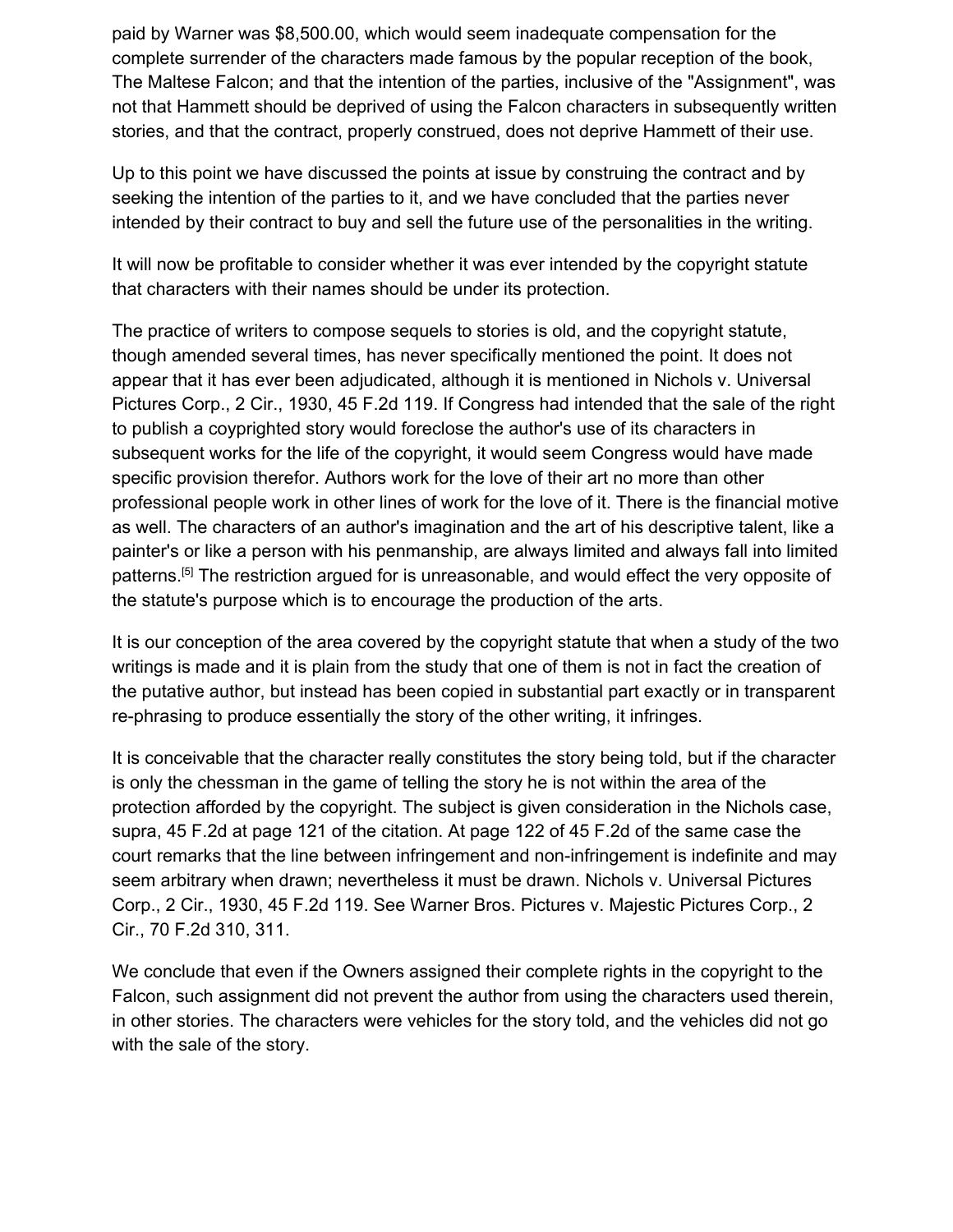paid by Warner was $8,500.00, which would seem inadequate compensation for the complete surrender of the characters made famous by the popular reception of the book, The Maltese Falcon; and that the intention of the parties, inclusive of the "Assignment", was not that Hammett should be deprived of using the Falcon characters in subsequently written stories, and that the contract, properly construed, does not deprive Hammett of their use.

Up to this point we have discussed the points at issue by construing the contract and by seeking the intention of the parties to it, and we have concluded that the parties never intended by their contract to buy and sell the future use of the personalities in the writing.

It will now be profitable to consider whether it was ever intended by the copyright statute that characters with their names should be under its protection.

The practice of writers to compose sequels to stories is old, and the copyright statute, though amended several times, has never specifically mentioned the point. It does not appear that it has ever been adjudicated, although it is mentioned in Nichols v. Universal Pictures Corp., 2 Cir., 1930, 45 F.2d 119. If Congress had intended that the sale of the right to publish a coyprighted story would foreclose the author's use of its characters in subsequent works for the life of the copyright, it would seem Congress would have made specific provision therefor. Authors work for the love of their art no more than other professional people work in other lines of work for the love of it. There is the financial motive as well. The characters of an author's imagination and the art of his descriptive talent, like a painter's or like a person with his penmanship, are always limited and always fall into limited patterns.[5] The restriction argued for is unreasonable, and would effect the very opposite of the statute's purpose which is to encourage the production of the arts.

It is our conception of the area covered by the copyright statute that when a study of the two writings is made and it is plain from the study that one of them is not in fact the creation of the putative author, but instead has been copied in substantial part exactly or in transparent re-phrasing to produce essentially the story of the other writing, it infringes.

It is conceivable that the character really constitutes the story being told, but if the character is only the chessman in the game of telling the story he is not within the area of the protection afforded by the copyright. The subject is given consideration in the Nichols case, supra, 45 F.2d at page 121 of the citation. At page 122 of 45 F.2d of the same case the court remarks that the line between infringement and non-infringement is indefinite and may seem arbitrary when drawn; nevertheless it must be drawn. Nichols v. Universal Pictures Corp., 2 Cir., 1930, 45 F.2d 119. See Warner Bros. Pictures v. Majestic Pictures Corp., 2 Cir., 70 F.2d 310, 311.

We conclude that even if the Owners assigned their complete rights in the copyright to the Falcon, such assignment did not prevent the author from using the characters used therein, in other stories. The characters were vehicles for the story told, and the vehicles did not go with the sale of the story.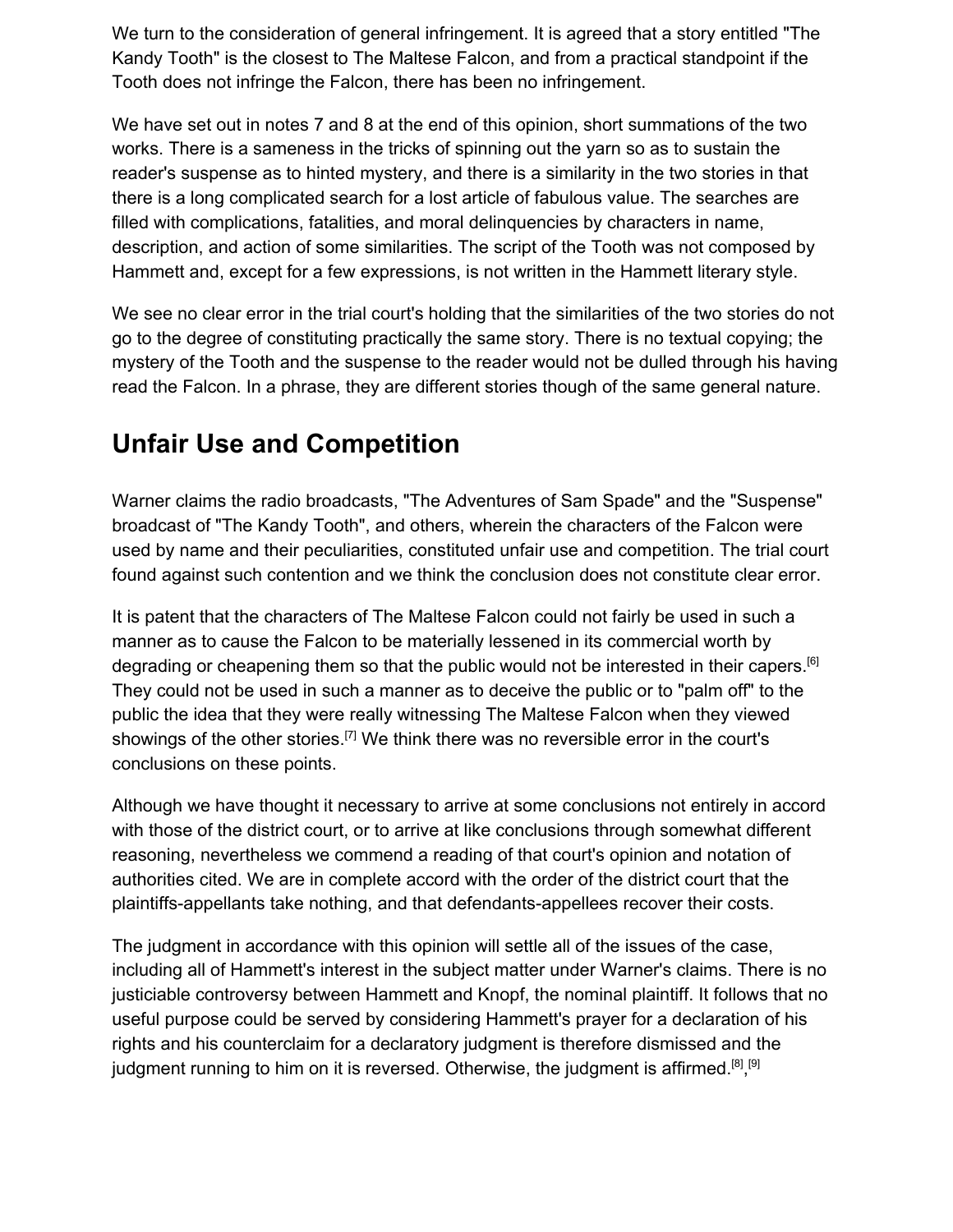We turn to the consideration of general infringement. It is agreed that a story entitled "The Kandy Tooth" is the closest to The Maltese Falcon, and from a practical standpoint if the Tooth does not infringe the Falcon, there has been no infringement.

We have set out in notes 7 and 8 at the end of this opinion, short summations of the two works. There is a sameness in the tricks of spinning out the yarn so as to sustain the reader's suspense as to hinted mystery, and there is a similarity in the two stories in that there is a long complicated search for a lost article of fabulous value. The searches are filled with complications, fatalities, and moral delinquencies by characters in name, description, and action of some similarities. The script of the Tooth was not composed by Hammett and, except for a few expressions, is not written in the Hammett literary style.

We see no clear error in the trial court's holding that the similarities of the two stories do not go to the degree of constituting practically the same story. There is no textual copying; the mystery of the Tooth and the suspense to the reader would not be dulled through his having read the Falcon. In a phrase, they are different stories though of the same general nature.

## Unfair Use and Competition

Warner claims the radio broadcasts, "The Adventures of Sam Spade" and the "Suspense" broadcast of "The Kandy Tooth", and others, wherein the characters of the Falcon were used by name and their peculiarities, constituted unfair use and competition. The trial court found against such contention and we think the conclusion does not constitute clear error.

It is patent that the characters of The Maltese Falcon could not fairly be used in such a manner as to cause the Falcon to be materially lessened in its commercial worth by degrading or cheapening them so that the public would not be interested in their capers.[6] They could not be used in such a manner as to deceive the public or to "palm off" to the public the idea that they were really witnessing The Maltese Falcon when they viewed showings of the other stories.[7] We think there was no reversible error in the court's conclusions on these points.

Although we have thought it necessary to arrive at some conclusions not entirely in accord with those of the district court, or to arrive at like conclusions through somewhat different reasoning, nevertheless we commend a reading of that court's opinion and notation of authorities cited. We are in complete accord with the order of the district court that the plaintiffs-appellants take nothing, and that defendants-appellees recover their costs.

The judgment in accordance with this opinion will settle all of the issues of the case, including all of Hammett's interest in the subject matter under Warner's claims. There is no justiciable controversy between Hammett and Knopf, the nominal plaintiff. It follows that no useful purpose could be served by considering Hammett's prayer for a declaration of his rights and his counterclaim for a declaratory judgment is therefore dismissed and the judgment running to him on it is reversed. Otherwise, the judgment is affirmed.[8],[9]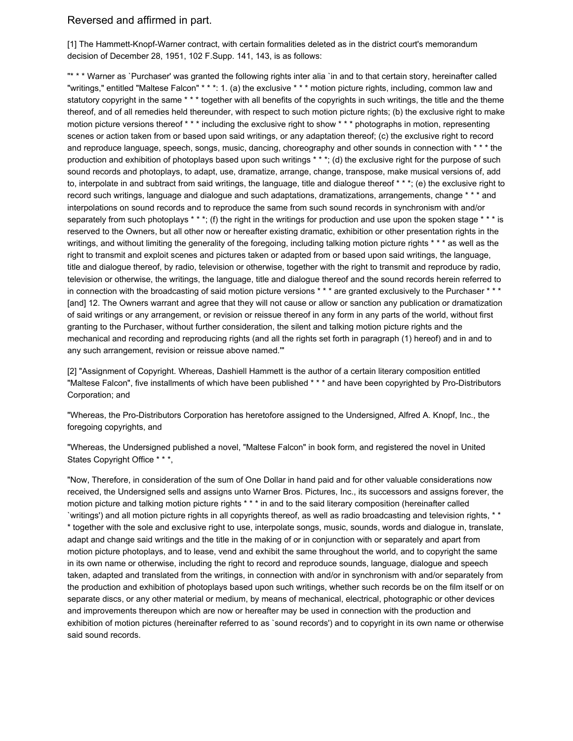Reversed and affirmed in part.

[1] The Hammett-Knopf-Warner contract, with certain formalities deleted as in the district court's memorandum decision of December 28, 1951, 102 F.Supp. 141, 143, is as follows:

"'* * * Warner as `Purchaser' was granted the following rights inter alia `in and to that certain story, hereinafter called "writings," entitled "Maltese Falcon" * * *: 1. (a) the exclusive * * * motion picture rights, including, common law and statutory copyright in the same * * * together with all benefits of the copyrights in such writings, the title and the theme thereof, and of all remedies held thereunder, with respect to such motion picture rights; (b) the exclusive right to make motion picture versions thereof * * * including the exclusive right to show * * * photographs in motion, representing scenes or action taken from or based upon said writings, or any adaptation thereof; (c) the exclusive right to record and reproduce language, speech, songs, music, dancing, choreography and other sounds in connection with * * * the production and exhibition of photoplays based upon such writings * * *; (d) the exclusive right for the purpose of such sound records and photoplays, to adapt, use, dramatize, arrange, change, transpose, make musical versions of, add to, interpolate in and subtract from said writings, the language, title and dialogue thereof * * *; (e) the exclusive right to record such writings, language and dialogue and such adaptations, dramatizations, arrangements, change * * * and interpolations on sound records and to reproduce the same from such sound records in synchronism with and/or separately from such photoplays * * *; (f) the right in the writings for production and use upon the spoken stage * * * is reserved to the Owners, but all other now or hereafter existing dramatic, exhibition or other presentation rights in the writings, and without limiting the generality of the foregoing, including talking motion picture rights * * * as well as the right to transmit and exploit scenes and pictures taken or adapted from or based upon said writings, the language, title and dialogue thereof, by radio, television or otherwise, together with the right to transmit and reproduce by radio, television or otherwise, the writings, the language, title and dialogue thereof and the sound records herein referred to in connection with the broadcasting of said motion picture versions * * * are granted exclusively to the Purchaser * * * [and] 12. The Owners warrant and agree that they will not cause or allow or sanction any publication or dramatization of said writings or any arrangement, or revision or reissue thereof in any form in any parts of the world, without first granting to the Purchaser, without further consideration, the silent and talking motion picture rights and the mechanical and recording and reproducing rights (and all the rights set forth in paragraph (1) hereof) and in and to any such arrangement, revision or reissue above named.'"

[2] "Assignment of Copyright. Whereas, Dashiell Hammett is the author of a certain literary composition entitled "Maltese Falcon", five installments of which have been published * * * and have been copyrighted by Pro-Distributors Corporation; and

"Whereas, the Pro-Distributors Corporation has heretofore assigned to the Undersigned, Alfred A. Knopf, Inc., the foregoing copyrights, and

"Whereas, the Undersigned published a novel, "Maltese Falcon" in book form, and registered the novel in United States Copyright Office * * *,

"Now, Therefore, in consideration of the sum of One Dollar in hand paid and for other valuable considerations now received, the Undersigned sells and assigns unto Warner Bros. Pictures, Inc., its successors and assigns forever, the motion picture and talking motion picture rights * * * in and to the said literary composition (hereinafter called `writings') and all motion picture rights in all copyrights thereof, as well as radio broadcasting and television rights, * * * together with the sole and exclusive right to use, interpolate songs, music, sounds, words and dialogue in, translate, adapt and change said writings and the title in the making of or in conjunction with or separately and apart from motion picture photoplays, and to lease, vend and exhibit the same throughout the world, and to copyright the same in its own name or otherwise, including the right to record and reproduce sounds, language, dialogue and speech taken, adapted and translated from the writings, in connection with and/or in synchronism with and/or separately from the production and exhibition of photoplays based upon such writings, whether such records be on the film itself or on separate discs, or any other material or medium, by means of mechanical, electrical, photographic or other devices and improvements thereupon which are now or hereafter may be used in connection with the production and exhibition of motion pictures (hereinafter referred to as `sound records') and to copyright in its own name or otherwise said sound records.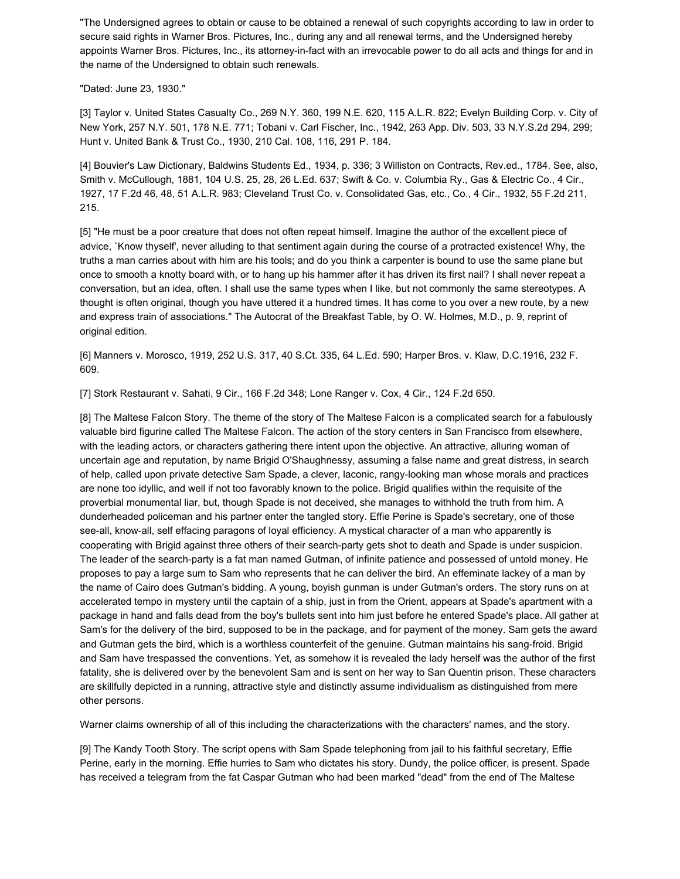"The Undersigned agrees to obtain or cause to be obtained a renewal of such copyrights according to law in order to secure said rights in Warner Bros. Pictures, Inc., during any and all renewal terms, and the Undersigned hereby appoints Warner Bros. Pictures, Inc., its attorney-in-fact with an irrevocable power to do all acts and things for and in the name of the Undersigned to obtain such renewals.

"Dated: June 23, 1930."

[3] Taylor v. United States Casualty Co., 269 N.Y. 360, 199 N.E. 620, 115 A.L.R. 822; Evelyn Building Corp. v. City of New York, 257 N.Y. 501, 178 N.E. 771; Tobani v. Carl Fischer, Inc., 1942, 263 App. Div. 503, 33 N.Y.S.2d 294, 299; Hunt v. United Bank & Trust Co., 1930, 210 Cal. 108, 116, 291 P. 184.

[4] Bouvier's Law Dictionary, Baldwins Students Ed., 1934, p. 336; 3 Williston on Contracts, Rev.ed., 1784. See, also, Smith v. McCullough, 1881, 104 U.S. 25, 28, 26 L.Ed. 637; Swift & Co. v. Columbia Ry., Gas & Electric Co., 4 Cir., 1927, 17 F.2d 46, 48, 51 A.L.R. 983; Cleveland Trust Co. v. Consolidated Gas, etc., Co., 4 Cir., 1932, 55 F.2d 211, 215.

[5] "He must be a poor creature that does not often repeat himself. Imagine the author of the excellent piece of advice, `Know thyself', never alluding to that sentiment again during the course of a protracted existence! Why, the truths a man carries about with him are his tools; and do you think a carpenter is bound to use the same plane but once to smooth a knotty board with, or to hang up his hammer after it has driven its first nail? I shall never repeat a conversation, but an idea, often. I shall use the same types when I like, but not commonly the same stereotypes. A thought is often original, though you have uttered it a hundred times. It has come to you over a new route, by a new and express train of associations." The Autocrat of the Breakfast Table, by O. W. Holmes, M.D., p. 9, reprint of original edition.

[6] Manners v. Morosco, 1919, 252 U.S. 317, 40 S.Ct. 335, 64 L.Ed. 590; Harper Bros. v. Klaw, D.C.1916, 232 F. 609.

[7] Stork Restaurant v. Sahati, 9 Cir., 166 F.2d 348; Lone Ranger v. Cox, 4 Cir., 124 F.2d 650.

[8] The Maltese Falcon Story. The theme of the story of The Maltese Falcon is a complicated search for a fabulously valuable bird figurine called The Maltese Falcon. The action of the story centers in San Francisco from elsewhere, with the leading actors, or characters gathering there intent upon the objective. An attractive, alluring woman of uncertain age and reputation, by name Brigid O'Shaughnessy, assuming a false name and great distress, in search of help, called upon private detective Sam Spade, a clever, laconic, rangy-looking man whose morals and practices are none too idyllic, and well if not too favorably known to the police. Brigid qualifies within the requisite of the proverbial monumental liar, but, though Spade is not deceived, she manages to withhold the truth from him. A dunderheaded policeman and his partner enter the tangled story. Effie Perine is Spade's secretary, one of those see-all, know-all, self effacing paragons of loyal efficiency. A mystical character of a man who apparently is cooperating with Brigid against three others of their search-party gets shot to death and Spade is under suspicion. The leader of the search-party is a fat man named Gutman, of infinite patience and possessed of untold money. He proposes to pay a large sum to Sam who represents that he can deliver the bird. An effeminate lackey of a man by the name of Cairo does Gutman's bidding. A young, boyish gunman is under Gutman's orders. The story runs on at accelerated tempo in mystery until the captain of a ship, just in from the Orient, appears at Spade's apartment with a package in hand and falls dead from the boy's bullets sent into him just before he entered Spade's place. All gather at Sam's for the delivery of the bird, supposed to be in the package, and for payment of the money. Sam gets the award and Gutman gets the bird, which is a worthless counterfeit of the genuine. Gutman maintains his sang-froid. Brigid and Sam have trespassed the conventions. Yet, as somehow it is revealed the lady herself was the author of the first fatality, she is delivered over by the benevolent Sam and is sent on her way to San Quentin prison. These characters are skillfully depicted in a running, attractive style and distinctly assume individualism as distinguished from mere other persons.

Warner claims ownership of all of this including the characterizations with the characters' names, and the story.

[9] The Kandy Tooth Story. The script opens with Sam Spade telephoning from jail to his faithful secretary, Effie Perine, early in the morning. Effie hurries to Sam who dictates his story. Dundy, the police officer, is present. Spade has received a telegram from the fat Caspar Gutman who had been marked "dead" from the end of The Maltese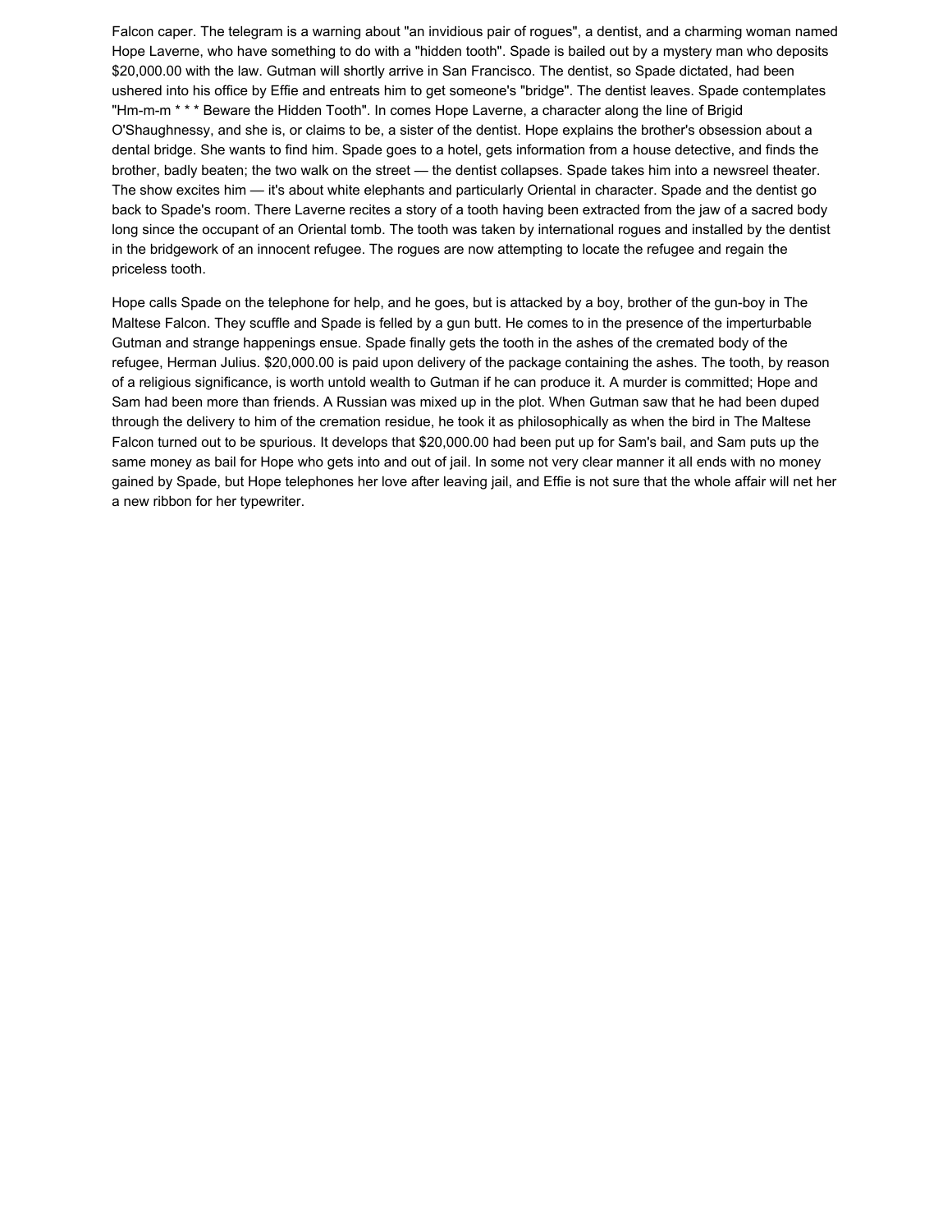Falcon caper. The telegram is a warning about "an invidious pair of rogues", a dentist, and a charming woman named Hope Laverne, who have something to do with a "hidden tooth". Spade is bailed out by a mystery man who deposits $20,000.00 with the law. Gutman will shortly arrive in San Francisco. The dentist, so Spade dictated, had been ushered into his office by Effie and entreats him to get someone's "bridge". The dentist leaves. Spade contemplates "Hm-m-m * * * Beware the Hidden Tooth". In comes Hope Laverne, a character along the line of Brigid O'Shaughnessy, and she is, or claims to be, a sister of the dentist. Hope explains the brother's obsession about a dental bridge. She wants to find him. Spade goes to a hotel, gets information from a house detective, and finds the brother, badly beaten; the two walk on the street — the dentist collapses. Spade takes him into a newsreel theater. The show excites him — it's about white elephants and particularly Oriental in character. Spade and the dentist go back to Spade's room. There Laverne recites a story of a tooth having been extracted from the jaw of a sacred body long since the occupant of an Oriental tomb. The tooth was taken by international rogues and installed by the dentist in the bridgework of an innocent refugee. The rogues are now attempting to locate the refugee and regain the priceless tooth.

Hope calls Spade on the telephone for help, and he goes, but is attacked by a boy, brother of the gun-boy in The Maltese Falcon. They scuffle and Spade is felled by a gun butt. He comes to in the presence of the imperturbable Gutman and strange happenings ensue. Spade finally gets the tooth in the ashes of the cremated body of the refugee, Herman Julius. $20,000.00 is paid upon delivery of the package containing the ashes. The tooth, by reason of a religious significance, is worth untold wealth to Gutman if he can produce it. A murder is committed; Hope and Sam had been more than friends. A Russian was mixed up in the plot. When Gutman saw that he had been duped through the delivery to him of the cremation residue, he took it as philosophically as when the bird in The Maltese Falcon turned out to be spurious. It develops that $20,000.00 had been put up for Sam's bail, and Sam puts up the same money as bail for Hope who gets into and out of jail. In some not very clear manner it all ends with no money gained by Spade, but Hope telephones her love after leaving jail, and Effie is not sure that the whole affair will net her a new ribbon for her typewriter.